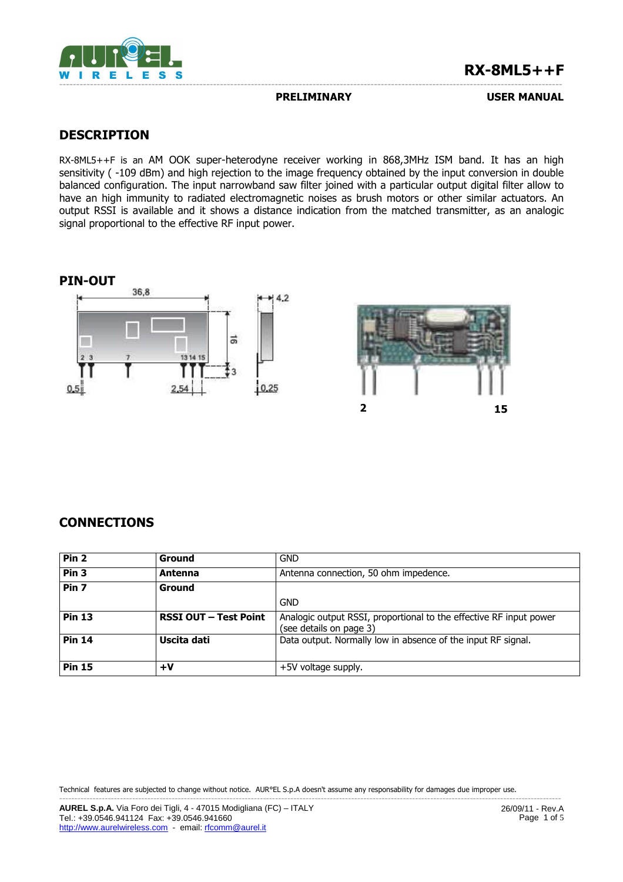**RX-8ML5++F**

**PRELIMINARY** **USER MANUAL**

## DESCRIPTION

RX-8ML5++F is an AM OOK super-heterodyne receiver working in 868,3MHz ISM band. It has an high sensitivity ( -109 dBm) and high rejection to the image frequency obtained by the input conversion in double balanced configuration. The input narrowband saw filter joined with a particular output digital filter allow to have an high immunity to radiated electromagnetic noises as brush motors or other similar actuators. An output RSSI is available and it shows a distance indication from the matched transmitter, as an analogic signal proportional to the effective RF input power.

## PIN-OUT

## CONNECTIONS

| Pin | Name | Description |
|---|---|---|
| **Pin 2** | **Ground** | GND |
| **Pin 3** | **Antenna** | Antenna connection, 50 ohm impedence. |
| **Pin 7** | **Ground** | GND |
| **Pin 13** | **RSSI OUT – Test Point** | Analogic output RSSI, proportional to the effective RF input power (see details on page 3) |
| **Pin 14** | **Uscita dati** | Data output. Normally low in absence of the input RF signal. |
| **Pin 15** | **+V** | +5V voltage supply. |

Technical features are subjected to change without notice. AUR°EL S.p.A doesn't assume any responsability for damages due improper use.

**AUREL S.p.A.** Via Foro dei Tigli, 4 - 47015 Modigliana (FC) – ITALY
Tel.: +39.0546.941124 Fax: +39.0546.941660
http://www.aurelwireless.com - email: rfcomm@aurel.it

26/09/11 - Rev.A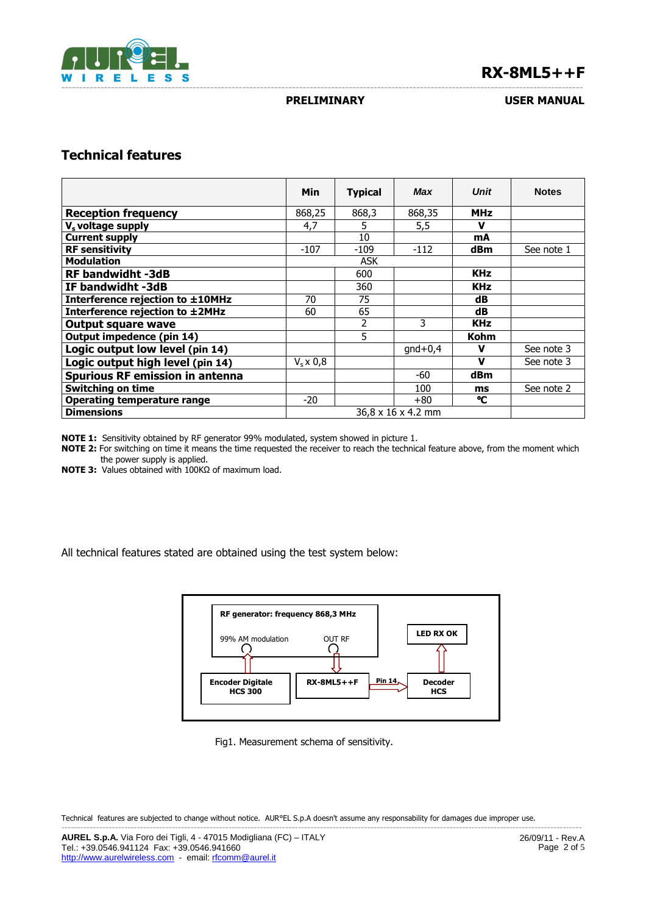## Technical features

| | Min | Typical | *Max* | *Unit* | Notes |
|---|---|---|---|---|---|
| **Reception frequency** | 868,25 | 868,3 | 868,35 | **MHz** | |
| **$V_s$ voltage supply** | 4,7 | 5 | 5,5 | **V** | |
| **Current supply** | | 10 | | **mA** | |
| **RF sensitivity** | -107 | -109 | -112 | **dBm** | See note 1 |
| **Modulation** | | ASK | | | |
| **RF bandwidht -3dB** | | 600 | | **KHz** | |
| **IF bandwidht -3dB** | | 360 | | **KHz** | |
| **Interference rejection to ±10MHz** | 70 | 75 | | **dB** | |
| **Interference rejection to ±2MHz** | 60 | 65 | | **dB** | |
| **Output square wave** | | 2 | 3 | **KHz** | |
| **Output impedence (pin 14)** | | 5 | | **Kohm** | |
| **Logic output low level (pin 14)** | | | gnd+0,4 | **V** | See note 3 |
| **Logic output high level (pin 14)** | $V_s$ x 0,8 | | | **V** | See note 3 |
| **Spurious RF emission in antenna** | | | -60 | **dBm** | |
| **Switching on time** | | | 100 | **ms** | See note 2 |
| **Operating temperature range** | -20 | | +80 | **°C** | |
| **Dimensions** | | 36,8 x 16 x 4.2 mm | | | |

**NOTE 1:** Sensitivity obtained by RF generator 99% modulated, system showed in picture 1.
**NOTE 2:** For switching on time it means the time requested the receiver to reach the technical feature above, from the moment which the power supply is applied.
**NOTE 3:** Values obtained with 100KΩ of maximum load.

All technical features stated are obtained using the test system below:

RF generator: frequency 868,3 MHz — 99% AM modulation — OUT RF
Encoder Digitale HCS 300 → RX-8ML5++F → Pin 14 → Decoder HCS → LED RX OK

Fig1. Measurement schema of sensitivity.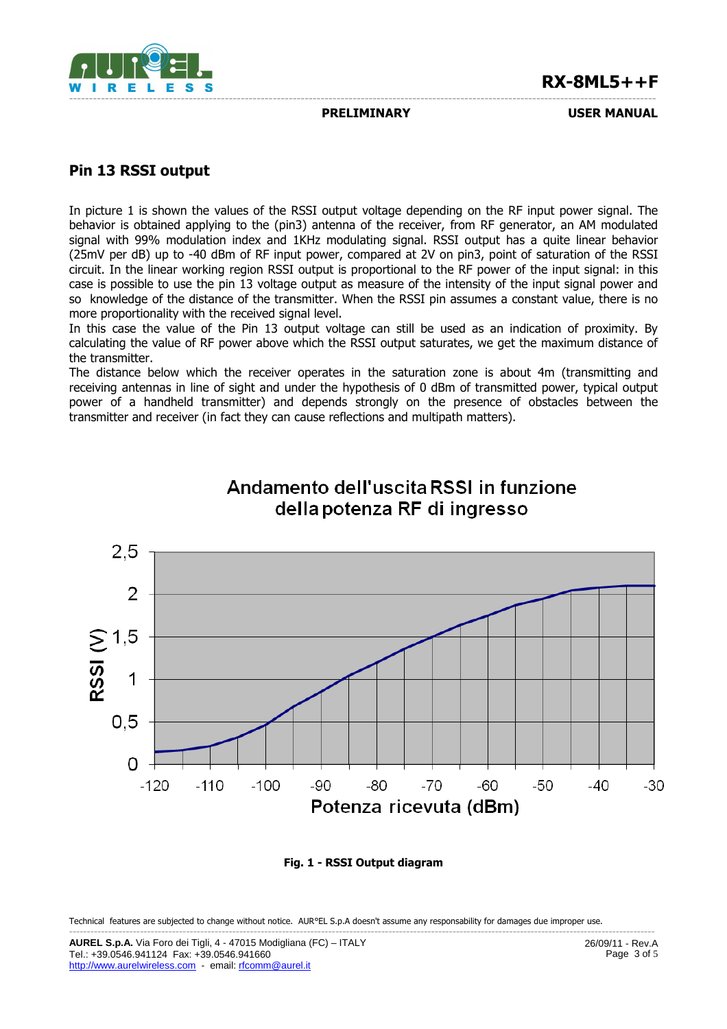## Pin 13 RSSI output

In picture 1 is shown the values of the RSSI output voltage depending on the RF input power signal. The behavior is obtained applying to the (pin3) antenna of the receiver, from RF generator, an AM modulated signal with 99% modulation index and 1KHz modulating signal. RSSI output has a quite linear behavior (25mV per dB) up to -40 dBm of RF input power, compared at 2V on pin3, point of saturation of the RSSI circuit. In the linear working region RSSI output is proportional to the RF power of the input signal: in this case is possible to use the pin 13 voltage output as measure of the intensity of the input signal power and so knowledge of the distance of the transmitter. When the RSSI pin assumes a constant value, there is no more proportionality with the received signal level.
In this case the value of the Pin 13 output voltage can still be used as an indication of proximity. By calculating the value of RF power above which the RSSI output saturates, we get the maximum distance of the transmitter.
The distance below which the receiver operates in the saturation zone is about 4m (transmitting and receiving antennas in line of sight and under the hypothesis of 0 dBm of transmitted power, typical output power of a handheld transmitter) and depends strongly on the presence of obstacles between the transmitter and receiver (in fact they can cause reflections and multipath matters).

Andamento dell'uscita RSSI in funzione della potenza RF di ingresso

**Fig. 1 - RSSI Output diagram**

Technical features are subjected to change without notice. AUR°EL S.p.A doesn't assume any responsability for damages due improper use.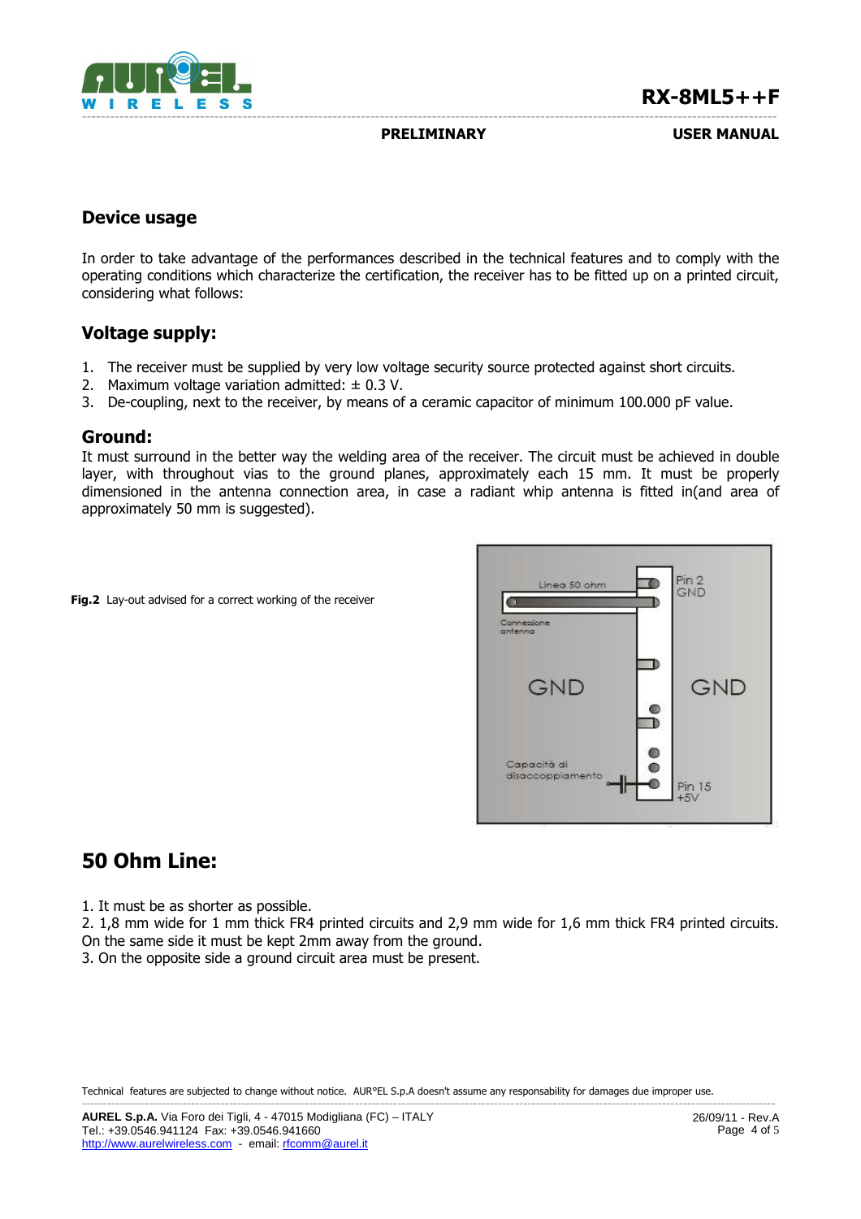## Device usage

In order to take advantage of the performances described in the technical features and to comply with the operating conditions which characterize the certification, the receiver has to be fitted up on a printed circuit, considering what follows:

## Voltage supply:

1. The receiver must be supplied by very low voltage security source protected against short circuits.
2. Maximum voltage variation admitted: ± 0.3 V.
3. De-coupling, next to the receiver, by means of a ceramic capacitor of minimum 100.000 pF value.

## Ground:

It must surround in the better way the welding area of the receiver. The circuit must be achieved in double layer, with throughout vias to the ground planes, approximately each 15 mm. It must be properly dimensioned in the antenna connection area, in case a radiant whip antenna is fitted in(and area of approximately 50 mm is suggested).

**Fig.2** Lay-out advised for a correct working of the receiver

## 50 Ohm Line:

1. It must be as shorter as possible.
2. 1,8 mm wide for 1 mm thick FR4 printed circuits and 2,9 mm wide for 1,6 mm thick FR4 printed circuits. On the same side it must be kept 2mm away from the ground.
3. On the opposite side a ground circuit area must be present.

Technical features are subjected to change without notice. AUR°EL S.p.A doesn't assume any responsability for damages due improper use.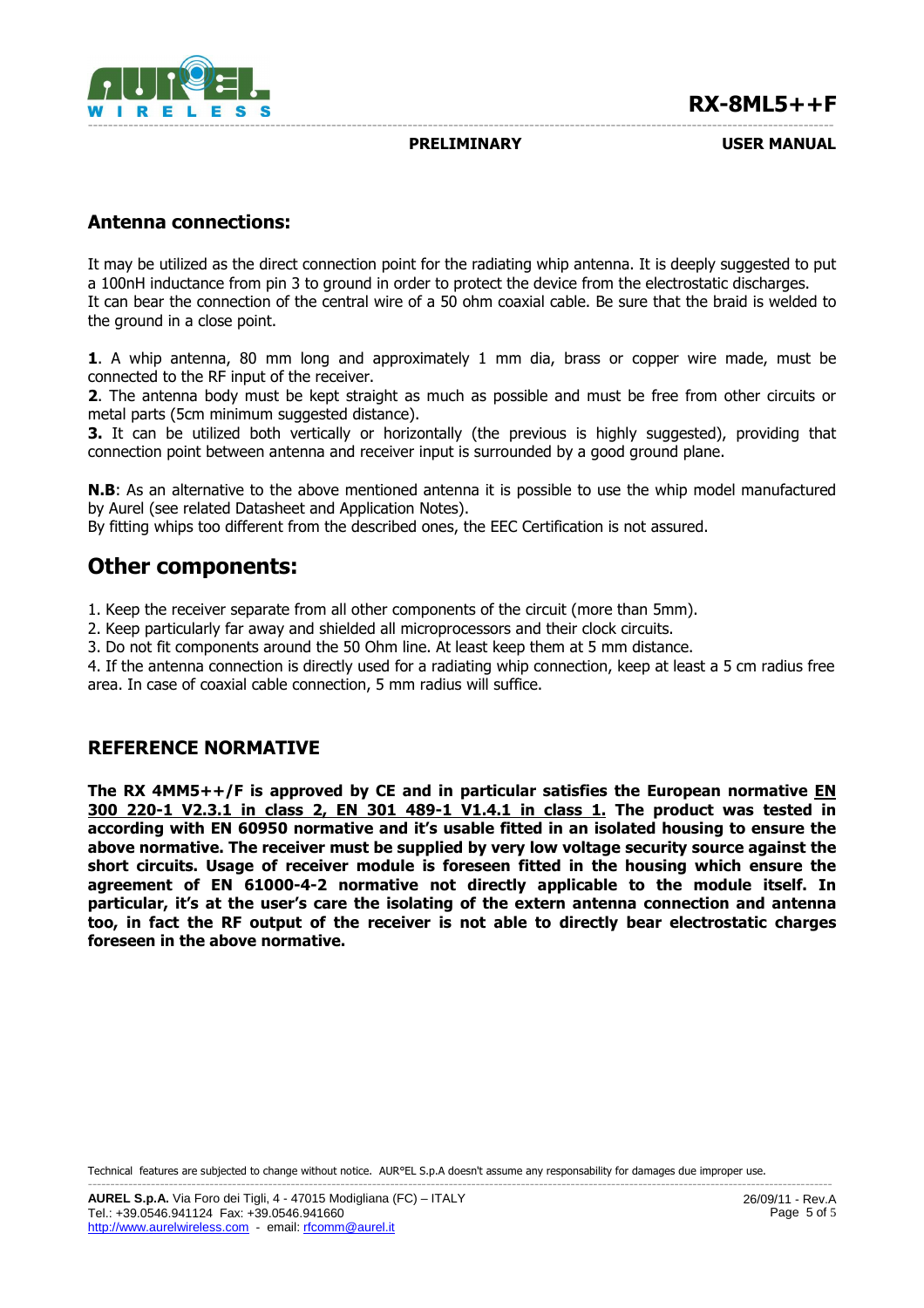## Antenna connections:

It may be utilized as the direct connection point for the radiating whip antenna. It is deeply suggested to put a 100nH inductance from pin 3 to ground in order to protect the device from the electrostatic discharges.
It can bear the connection of the central wire of a 50 ohm coaxial cable. Be sure that the braid is welded to the ground in a close point.

**1**. A whip antenna, 80 mm long and approximately 1 mm dia, brass or copper wire made, must be connected to the RF input of the receiver.
**2**. The antenna body must be kept straight as much as possible and must be free from other circuits or metal parts (5cm minimum suggested distance).
**3.** It can be utilized both vertically or horizontally (the previous is highly suggested), providing that connection point between antenna and receiver input is surrounded by a good ground plane.

**N.B**: As an alternative to the above mentioned antenna it is possible to use the whip model manufactured by Aurel (see related Datasheet and Application Notes).
By fitting whips too different from the described ones, the EEC Certification is not assured.

## Other components:

1. Keep the receiver separate from all other components of the circuit (more than 5mm).
2. Keep particularly far away and shielded all microprocessors and their clock circuits.
3. Do not fit components around the 50 Ohm line. At least keep them at 5 mm distance.
4. If the antenna connection is directly used for a radiating whip connection, keep at least a 5 cm radius free area. In case of coaxial cable connection, 5 mm radius will suffice.

## REFERENCE NORMATIVE

**The RX 4MM5++/F is approved by CE and in particular satisfies the European normative EN 300 220-1 V2.3.1 in class 2, EN 301 489-1 V1.4.1 in class 1. The product was tested in according with EN 60950 normative and it's usable fitted in an isolated housing to ensure the above normative. The receiver must be supplied by very low voltage security source against the short circuits. Usage of receiver module is foreseen fitted in the housing which ensure the agreement of EN 61000-4-2 normative not directly applicable to the module itself. In particular, it's at the user's care the isolating of the extern antenna connection and antenna too, in fact the RF output of the receiver is not able to directly bear electrostatic charges foreseen in the above normative.**

Technical features are subjected to change without notice. AUR°EL S.p.A doesn't assume any responsability for damages due improper use.

**AUREL S.p.A.** Via Foro dei Tigli, 4 - 47015 Modigliana (FC) – ITALY
Tel.: +39.0546.941124 Fax: +39.0546.941660
http://www.aurelwireless.com - email: rfcomm@aurel.it

26/09/11 - Rev.A